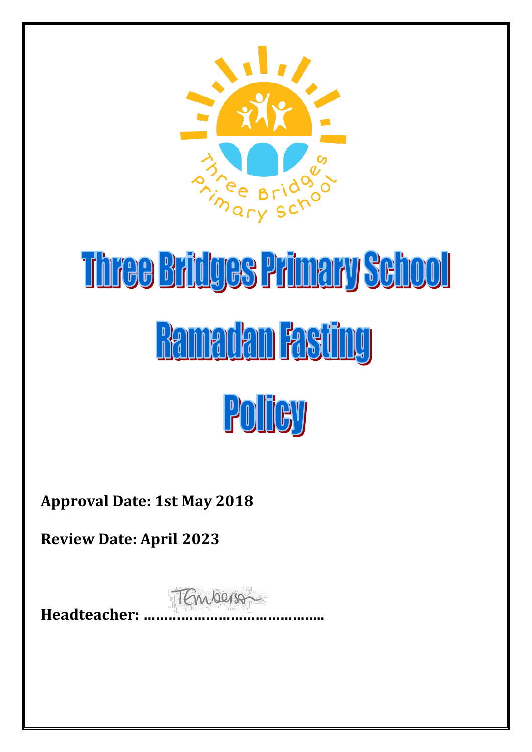# Three Bridges Primary School

# Ramadan Fasting

# Policy

**Approval Date: 1st May 2018**

**Review Date: April 2023**

**Headteacher: ……………………………………..**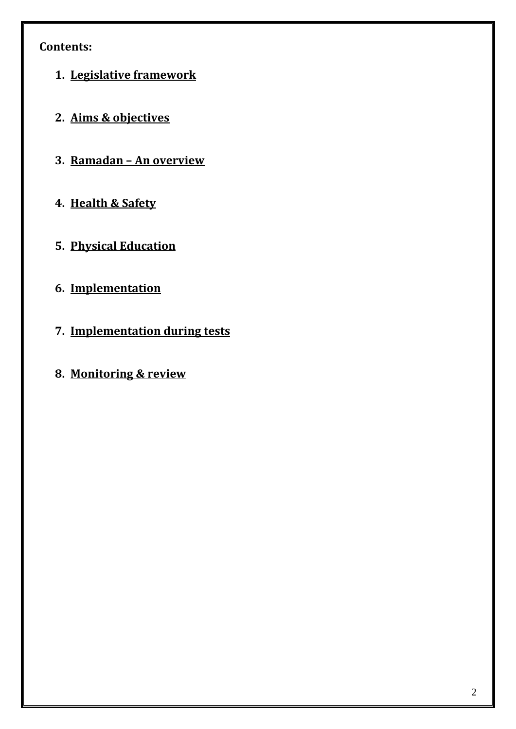**Contents:**

1. **Legislative framework**

2. **Aims & objectives**

3. **Ramadan – An overview**

4. **Health & Safety**

5. **Physical Education**

6. **Implementation**

7. **Implementation during tests**

8. **Monitoring & review**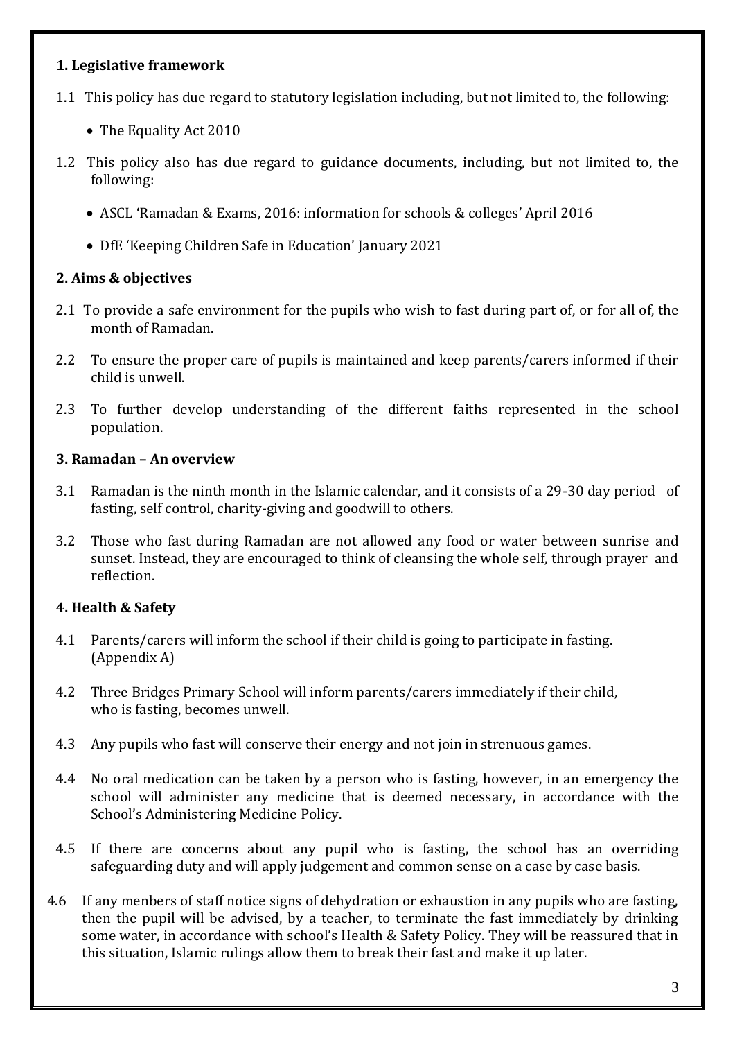## 1. Legislative framework

1.1 This policy has due regard to statutory legislation including, but not limited to, the following:

- The Equality Act 2010

1.2 This policy also has due regard to guidance documents, including, but not limited to, the following:

- ASCL 'Ramadan & Exams, 2016: information for schools & colleges' April 2016
- DfE 'Keeping Children Safe in Education' January 2021

## 2. Aims & objectives

2.1 To provide a safe environment for the pupils who wish to fast during part of, or for all of, the month of Ramadan.

2.2 To ensure the proper care of pupils is maintained and keep parents/carers informed if their child is unwell.

2.3 To further develop understanding of the different faiths represented in the school population.

## 3. Ramadan – An overview

3.1 Ramadan is the ninth month in the Islamic calendar, and it consists of a 29-30 day period of fasting, self control, charity-giving and goodwill to others.

3.2 Those who fast during Ramadan are not allowed any food or water between sunrise and sunset. Instead, they are encouraged to think of cleansing the whole self, through prayer and reflection.

## 4. Health & Safety

4.1 Parents/carers will inform the school if their child is going to participate in fasting. (Appendix A)

4.2 Three Bridges Primary School will inform parents/carers immediately if their child, who is fasting, becomes unwell.

4.3 Any pupils who fast will conserve their energy and not join in strenuous games.

4.4 No oral medication can be taken by a person who is fasting, however, in an emergency the school will administer any medicine that is deemed necessary, in accordance with the School's Administering Medicine Policy.

4.5 If there are concerns about any pupil who is fasting, the school has an overriding safeguarding duty and will apply judgement and common sense on a case by case basis.

4.6 If any menbers of staff notice signs of dehydration or exhaustion in any pupils who are fasting, then the pupil will be advised, by a teacher, to terminate the fast immediately by drinking some water, in accordance with school's Health & Safety Policy. They will be reassured that in this situation, Islamic rulings allow them to break their fast and make it up later.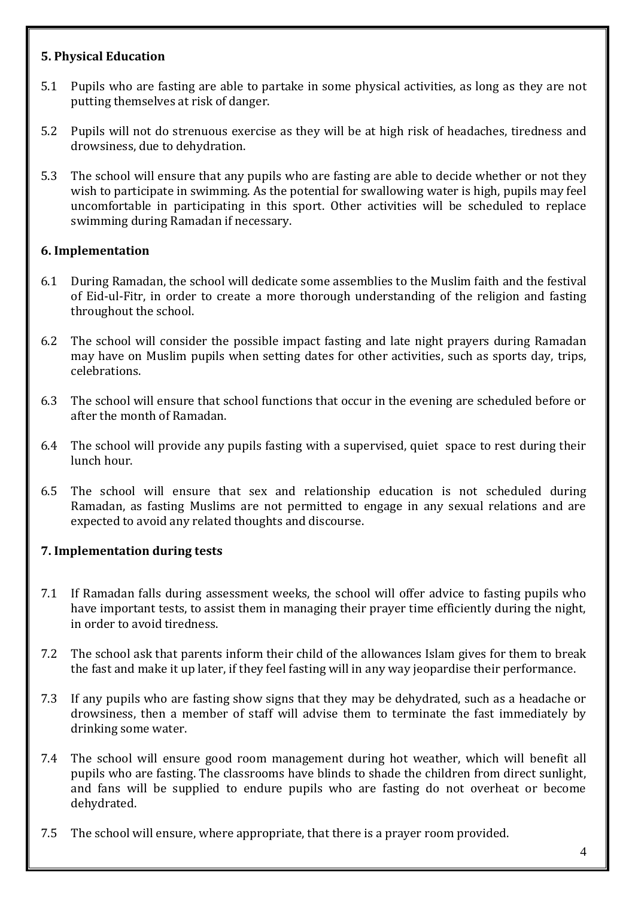## 5. Physical Education

5.1 Pupils who are fasting are able to partake in some physical activities, as long as they are not putting themselves at risk of danger.

5.2 Pupils will not do strenuous exercise as they will be at high risk of headaches, tiredness and drowsiness, due to dehydration.

5.3 The school will ensure that any pupils who are fasting are able to decide whether or not they wish to participate in swimming. As the potential for swallowing water is high, pupils may feel uncomfortable in participating in this sport. Other activities will be scheduled to replace swimming during Ramadan if necessary.

## 6. Implementation

6.1 During Ramadan, the school will dedicate some assemblies to the Muslim faith and the festival of Eid-ul-Fitr, in order to create a more thorough understanding of the religion and fasting throughout the school.

6.2 The school will consider the possible impact fasting and late night prayers during Ramadan may have on Muslim pupils when setting dates for other activities, such as sports day, trips, celebrations.

6.3 The school will ensure that school functions that occur in the evening are scheduled before or after the month of Ramadan.

6.4 The school will provide any pupils fasting with a supervised, quiet space to rest during their lunch hour.

6.5 The school will ensure that sex and relationship education is not scheduled during Ramadan, as fasting Muslims are not permitted to engage in any sexual relations and are expected to avoid any related thoughts and discourse.

## 7. Implementation during tests

7.1 If Ramadan falls during assessment weeks, the school will offer advice to fasting pupils who have important tests, to assist them in managing their prayer time efficiently during the night, in order to avoid tiredness.

7.2 The school ask that parents inform their child of the allowances Islam gives for them to break the fast and make it up later, if they feel fasting will in any way jeopardise their performance.

7.3 If any pupils who are fasting show signs that they may be dehydrated, such as a headache or drowsiness, then a member of staff will advise them to terminate the fast immediately by drinking some water.

7.4 The school will ensure good room management during hot weather, which will benefit all pupils who are fasting. The classrooms have blinds to shade the children from direct sunlight, and fans will be supplied to endure pupils who are fasting do not overheat or become dehydrated.

7.5 The school will ensure, where appropriate, that there is a prayer room provided.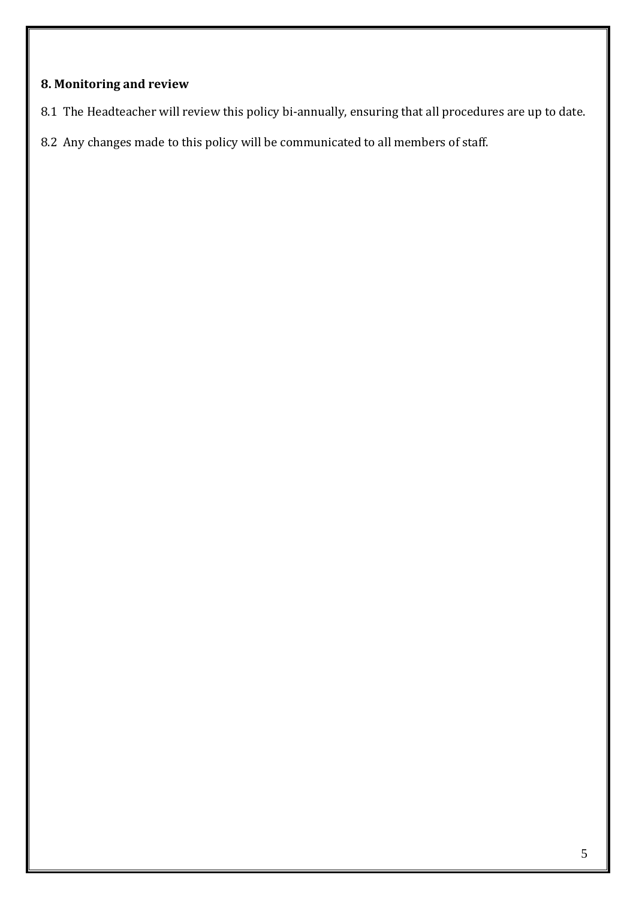## 8. Monitoring and review

8.1 The Headteacher will review this policy bi-annually, ensuring that all procedures are up to date.

8.2 Any changes made to this policy will be communicated to all members of staff.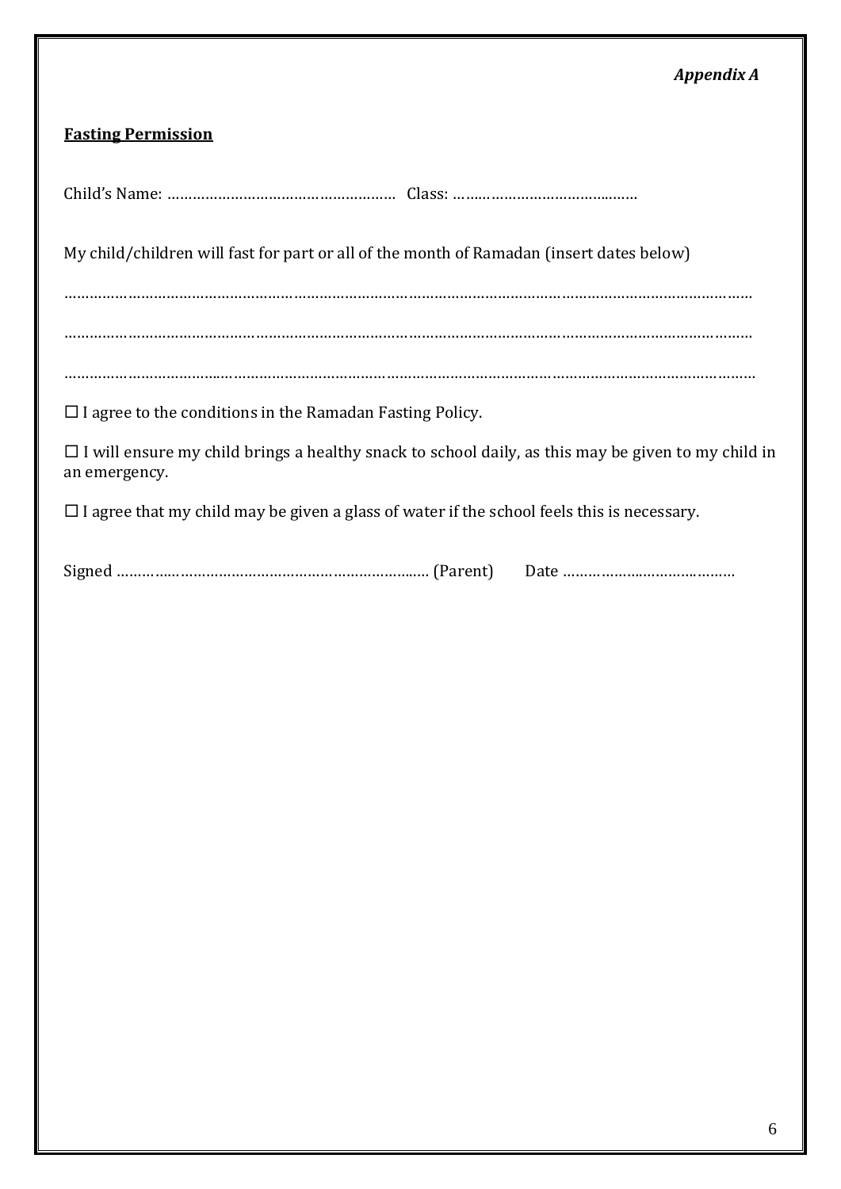*Appendix A*

**Fasting Permission**

Child's Name: ……………………………………………… Class: ……………………………………

My child/children will fast for part or all of the month of Ramadan (insert dates below)

………………………………………………………………………………………………………………………………

………………………………………………………………………………………………………………………………

………………………………………………………………………………………………………………………………

☐ I agree to the conditions in the Ramadan Fasting Policy.

☐ I will ensure my child brings a healthy snack to school daily, as this may be given to my child in an emergency.

☐ I agree that my child may be given a glass of water if the school feels this is necessary.

Signed ……………………………………………………………… (Parent)  Date ……………………………………